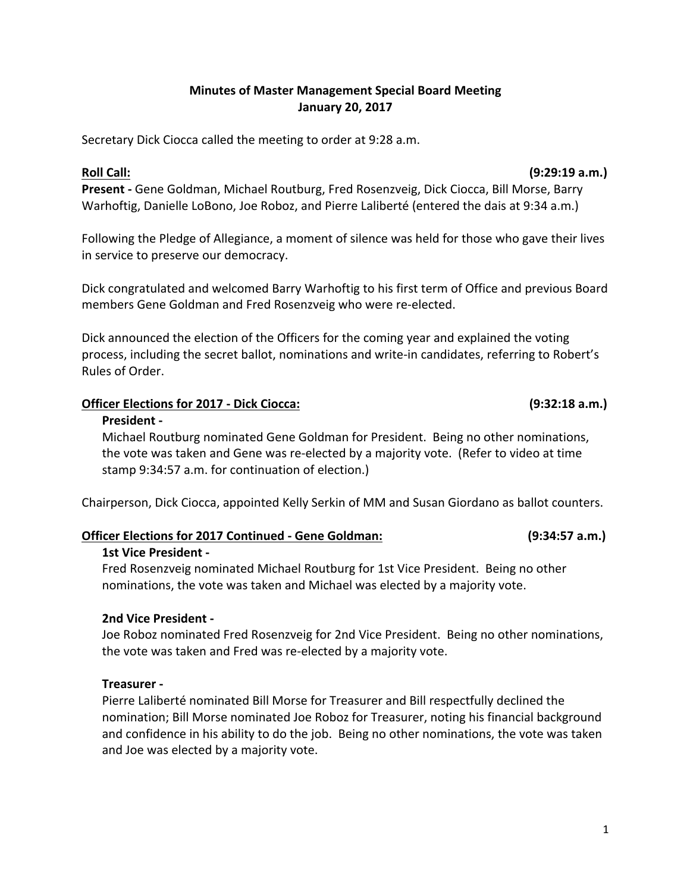# Minutes of Master Management Special Board Meeting
## January 20, 2017

Secretary Dick Ciocca called the meeting to order at 9:28 a.m.

**Roll Call:** **(9:29:19 a.m.)**

**Present -** Gene Goldman, Michael Routburg, Fred Rosenzveig, Dick Ciocca, Bill Morse, Barry Warhoftig, Danielle LoBono, Joe Roboz, and Pierre Laliberté (entered the dais at 9:34 a.m.)

Following the Pledge of Allegiance, a moment of silence was held for those who gave their lives in service to preserve our democracy.

Dick congratulated and welcomed Barry Warhoftig to his first term of Office and previous Board members Gene Goldman and Fred Rosenzveig who were re-elected.

Dick announced the election of the Officers for the coming year and explained the voting process, including the secret ballot, nominations and write-in candidates, referring to Robert's Rules of Order.

**Officer Elections for 2017 - Dick Ciocca:** **(9:32:18 a.m.)**

**President -**
Michael Routburg nominated Gene Goldman for President. Being no other nominations, the vote was taken and Gene was re-elected by a majority vote. (Refer to video at time stamp 9:34:57 a.m. for continuation of election.)

Chairperson, Dick Ciocca, appointed Kelly Serkin of MM and Susan Giordano as ballot counters.

**Officer Elections for 2017 Continued - Gene Goldman:** **(9:34:57 a.m.)**

**1st Vice President -**
Fred Rosenzveig nominated Michael Routburg for 1st Vice President. Being no other nominations, the vote was taken and Michael was elected by a majority vote.

**2nd Vice President -**
Joe Roboz nominated Fred Rosenzveig for 2nd Vice President. Being no other nominations, the vote was taken and Fred was re-elected by a majority vote.

**Treasurer -**
Pierre Laliberté nominated Bill Morse for Treasurer and Bill respectfully declined the nomination; Bill Morse nominated Joe Roboz for Treasurer, noting his financial background and confidence in his ability to do the job. Being no other nominations, the vote was taken and Joe was elected by a majority vote.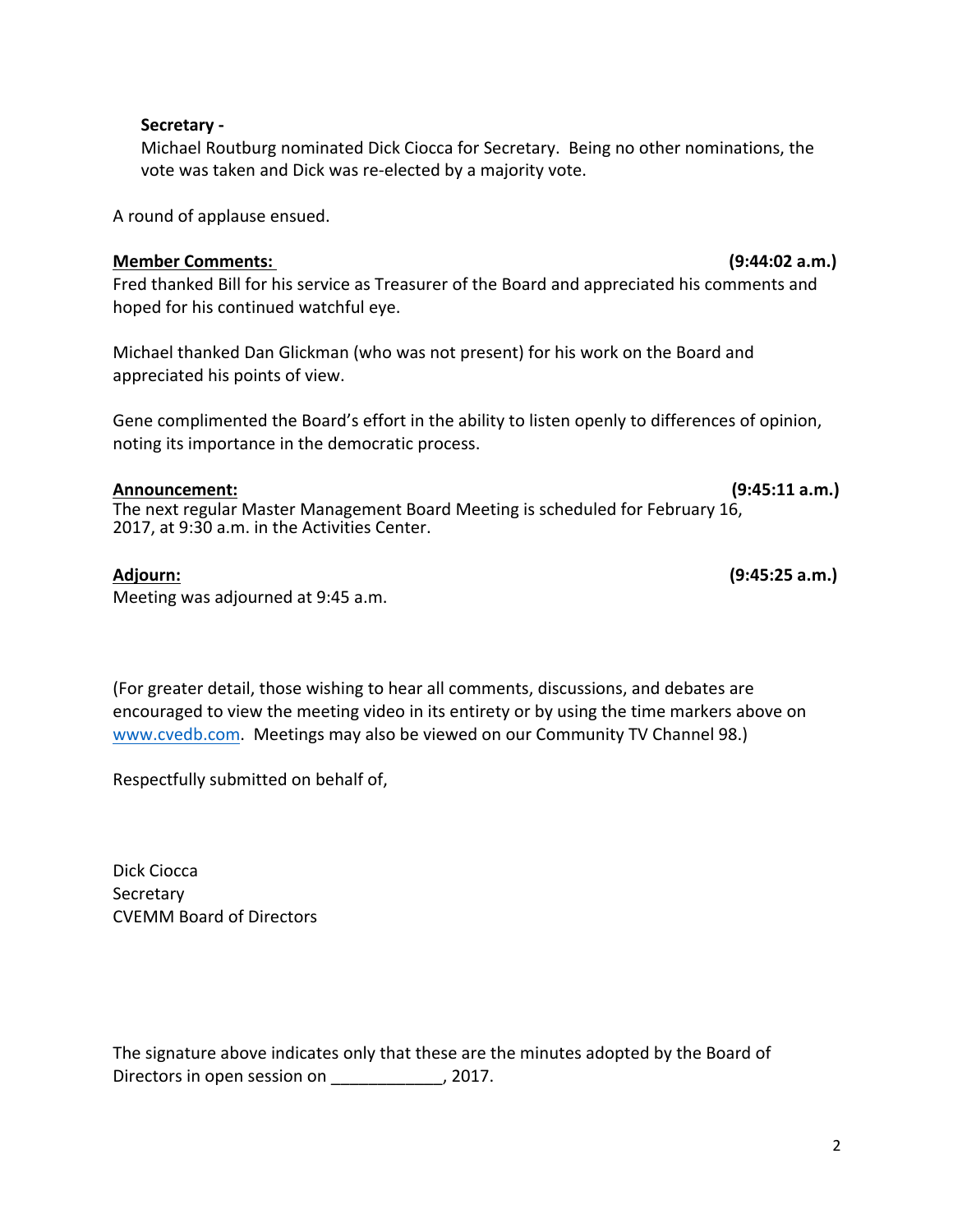**Secretary -**

Michael Routburg nominated Dick Ciocca for Secretary. Being no other nominations, the vote was taken and Dick was re-elected by a majority vote.

A round of applause ensued.

**Member Comments:** **(9:44:02 a.m.)**

Fred thanked Bill for his service as Treasurer of the Board and appreciated his comments and hoped for his continued watchful eye.

Michael thanked Dan Glickman (who was not present) for his work on the Board and appreciated his points of view.

Gene complimented the Board's effort in the ability to listen openly to differences of opinion, noting its importance in the democratic process.

**Announcement:** **(9:45:11 a.m.)**

The next regular Master Management Board Meeting is scheduled for February 16, 2017, at 9:30 a.m. in the Activities Center.

**Adjourn:** **(9:45:25 a.m.)**

Meeting was adjourned at 9:45 a.m.

(For greater detail, those wishing to hear all comments, discussions, and debates are encouraged to view the meeting video in its entirety or by using the time markers above on www.cvedb.com. Meetings may also be viewed on our Community TV Channel 98.)

Respectfully submitted on behalf of,

Dick Ciocca
Secretary
CVEMM Board of Directors

The signature above indicates only that these are the minutes adopted by the Board of Directors in open session on ____________, 2017.